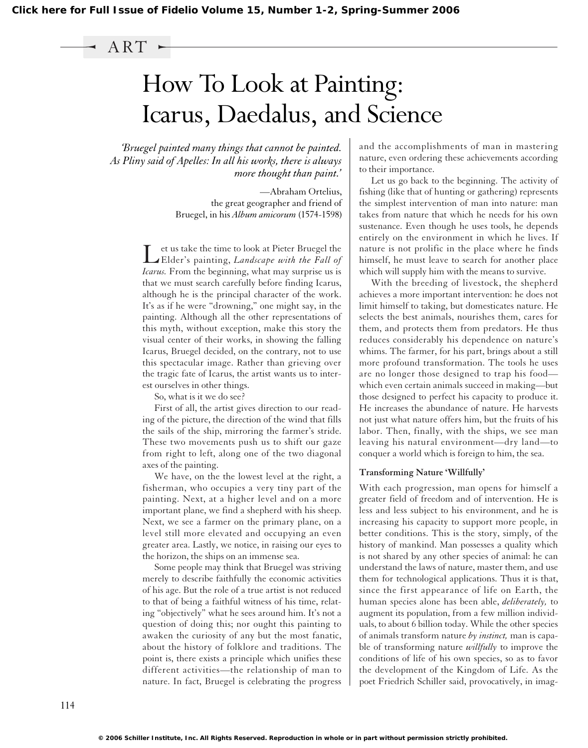ART

# How To Look at Painting: Icarus, Daedalus, and Science

*'Bruegel painted many things that cannot be painted. As Pliny said of Apelles: In all his works, there is always more thought than paint.'*

—Abraham Ortelius, the great geographer and friend of Bruegel, in his *Album amicorum* (1574-1598)

Let us take the time to look at Pieter Bruegel the Elder's painting, *Landscape with the Fall of Icarus.* From the beginning, what may surprise us is that we must search carefully before finding Icarus, although he is the principal character of the work. It's as if he were "drowning," one might say, in the painting. Although all the other representations of this myth, without exception, make this story the visual center of their works, in showing the falling Icarus, Bruegel decided, on the contrary, not to use this spectacular image. Rather than grieving over the tragic fate of Icarus, the artist wants us to interest ourselves in other things.

So, what is it we do see?

First of all, the artist gives direction to our reading of the picture, the direction of the wind that fills the sails of the ship, mirroring the farmer's stride. These two movements push us to shift our gaze from right to left, along one of the two diagonal axes of the painting.

We have, on the the lowest level at the right, a fisherman, who occupies a very tiny part of the painting. Next, at a higher level and on a more important plane, we find a shepherd with his sheep. Next, we see a farmer on the primary plane, on a level still more elevated and occupying an even greater area. Lastly, we notice, in raising our eyes to the horizon, the ships on an immense sea.

Some people may think that Bruegel was striving merely to describe faithfully the economic activities of his age. But the role of a true artist is not reduced to that of being a faithful witness of his time, relating "objectively" what he sees around him. It's not a question of doing this; nor ought this painting to awaken the curiosity of any but the most fanatic, about the history of folklore and traditions. The point is, there exists a principle which unifies these different activities—the relationship of man to nature. In fact, Bruegel is celebrating the progress and the accomplishments of man in mastering nature, even ordering these achievements according to their importance.

Let us go back to the beginning. The activity of fishing (like that of hunting or gathering) represents the simplest intervention of man into nature: man takes from nature that which he needs for his own sustenance. Even though he uses tools, he depends entirely on the environment in which he lives. If nature is not prolific in the place where he finds himself, he must leave to search for another place which will supply him with the means to survive.

With the breeding of livestock, the shepherd achieves a more important intervention: he does not limit himself to taking, but domesticates nature. He selects the best animals, nourishes them, cares for them, and protects them from predators. He thus reduces considerably his dependence on nature's whims. The farmer, for his part, brings about a still more profound transformation. The tools he uses are no longer those designed to trap his food—which even certain animals succeed in making—but those designed to perfect his capacity to produce it. He increases the abundance of nature. He harvests not just what nature offers him, but the fruits of his labor. Then, finally, with the ships, we see man leaving his natural environment—dry land—to conquer a world which is foreign to him, the sea.

### Transforming Nature 'Willfully'

With each progression, man opens for himself a greater field of freedom and of intervention. He is less and less subject to his environment, and he is increasing his capacity to support more people, in better conditions. This is the story, simply, of the history of mankind. Man possesses a quality which is not shared by any other species of animal: he can understand the laws of nature, master them, and use them for technological applications. Thus it is that, since the first appearance of life on Earth, the human species alone has been able, *deliberately,* to augment its population, from a few million individuals, to about 6 billion today. While the other species of animals transform nature *by instinct,* man is capable of transforming nature *willfully* to improve the conditions of life of his own species, so as to favor the development of the Kingdom of Life. As the poet Friedrich Schiller said, provocatively, in imag-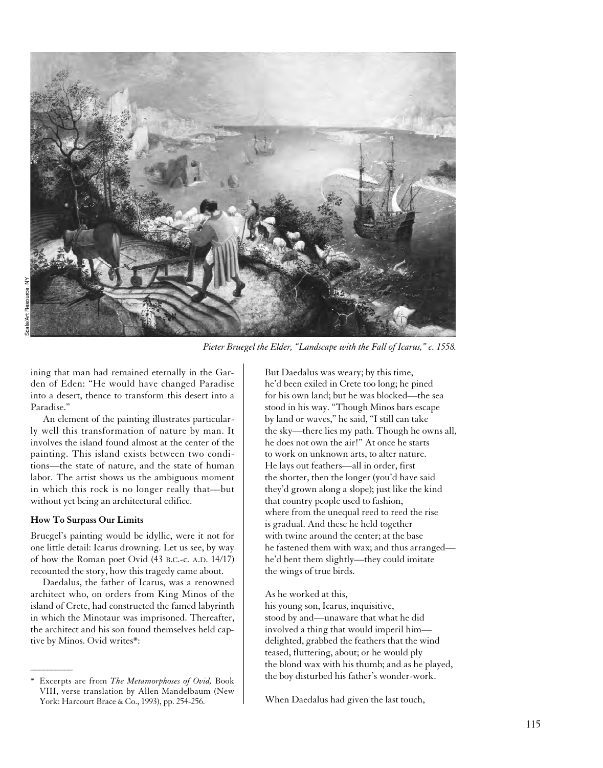*Pieter Bruegel the Elder, "Landscape with the Fall of Icarus," c. 1558.*

ining that man had remained eternally in the Garden of Eden: "He would have changed Paradise into a desert, thence to transform this desert into a Paradise."

An element of the painting illustrates particularly well this transformation of nature by man. It involves the island found almost at the center of the painting. This island exists between two conditions—the state of nature, and the state of human labor. The artist shows us the ambiguous moment in which this rock is no longer really that—but without yet being an architectural edifice.

**How To Surpass Our Limits**

Bruegel's painting would be idyllic, were it not for one little detail: Icarus drowning. Let us see, by way of how the Roman poet Ovid (43 B.C.-c. A.D. 14/17) recounted the story, how this tragedy came about.

Daedalus, the father of Icarus, was a renowned architect who, on orders from King Minos of the island of Crete, had constructed the famed labyrinth in which the Minotaur was imprisoned. Thereafter, the architect and his son found themselves held captive by Minos. Ovid writes*:

But Daedalus was weary; by this time,
he'd been exiled in Crete too long; he pined
for his own land; but he was blocked—the sea
stood in his way. "Though Minos bars escape
by land or waves," he said, "I still can take
the sky—there lies my path. Though he owns all,
he does not own the air!" At once he starts
to work on unknown arts, to alter nature.
He lays out feathers—all in order, first
the shorter, then the longer (you'd have said
they'd grown along a slope); just like the kind
that country people used to fashion,
where from the unequal reed to reed the rise
is gradual. And these he held together
with twine around the center; at the base
he fastened them with wax; and thus arranged—
he'd bent them slightly—they could imitate
the wings of true birds.

As he worked at this,
his young son, Icarus, inquisitive,
stood by and—unaware that what he did
involved a thing that would imperil him—
delighted, grabbed the feathers that the wind
teased, fluttering, about; or he would ply
the blond wax with his thumb; and as he played,
the boy disturbed his father's wonder-work.

When Daedalus had given the last touch,

---

\* Excerpts are from *The Metamorphoses of Ovid,* Book VIII, verse translation by Allen Mandelbaum (New York: Harcourt Brace & Co., 1993), pp. 254-256.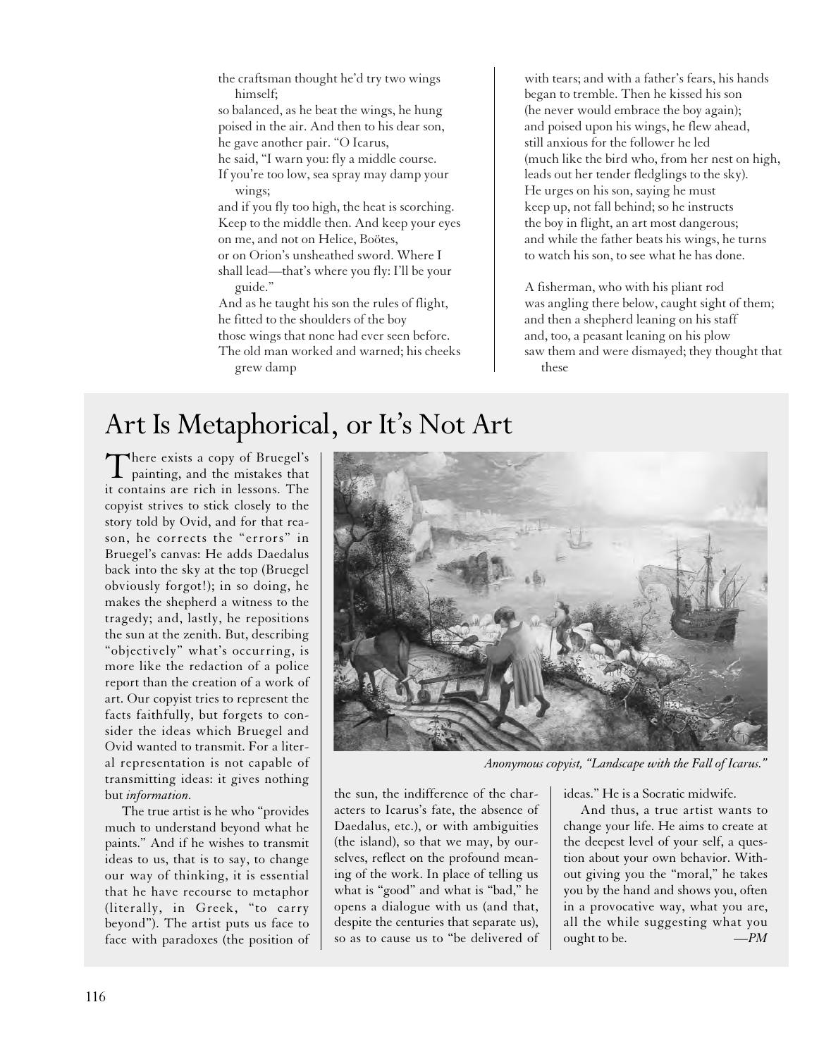the craftsman thought he'd try two wings himself;
so balanced, as he beat the wings, he hung
poised in the air. And then to his dear son,
he gave another pair. "O Icarus,
he said, "I warn you: fly a middle course.
If you're too low, sea spray may damp your wings;
and if you fly too high, the heat is scorching.
Keep to the middle then. And keep your eyes
on me, and not on Helice, Boötes,
or on Orion's unsheathed sword. Where I
shall lead—that's where you fly: I'll be your guide."
And as he taught his son the rules of flight,
he fitted to the shoulders of the boy
those wings that none had ever seen before.
The old man worked and warned; his cheeks grew damp
with tears; and with a father's fears, his hands
began to tremble. Then he kissed his son
(he never would embrace the boy again);
and poised upon his wings, he flew ahead,
still anxious for the follower he led
(much like the bird who, from her nest on high,
leads out her tender fledglings to the sky).
He urges on his son, saying he must
keep up, not fall behind; so he instructs
the boy in flight, an art most dangerous;
and while the father beats his wings, he turns
to watch his son, to see what he has done.

A fisherman, who with his pliant rod
was angling there below, caught sight of them;
and then a shepherd leaning on his staff
and, too, a peasant leaning on his plow
saw them and were dismayed; they thought that these

## Art Is Metaphorical, or It's Not Art

There exists a copy of Bruegel's painting, and the mistakes that it contains are rich in lessons. The copyist strives to stick closely to the story told by Ovid, and for that reason, he corrects the "errors" in Bruegel's canvas: He adds Daedalus back into the sky at the top (Bruegel obviously forgot!); in so doing, he makes the shepherd a witness to the tragedy; and, lastly, he repositions the sun at the zenith. But, describing "objectively" what's occurring, is more like the redaction of a police report than the creation of a work of art. Our copyist tries to represent the facts faithfully, but forgets to consider the ideas which Bruegel and Ovid wanted to transmit. For a literal representation is not capable of transmitting ideas: it gives nothing but *information*.

*Anonymous copyist, "Landscape with the Fall of Icarus."*

The true artist is he who "provides much to understand beyond what he paints." And if he wishes to transmit ideas to us, that is to say, to change our way of thinking, it is essential that he have recourse to metaphor (literally, in Greek, "to carry beyond"). The artist puts us face to face with paradoxes (the position of the sun, the indifference of the characters to Icarus's fate, the absence of Daedalus, etc.), or with ambiguities (the island), so that we may, by ourselves, reflect on the profound meaning of the work. In place of telling us what is "good" and what is "bad," he opens a dialogue with us (and that, despite the centuries that separate us), so as to cause us to "be delivered of ideas." He is a Socratic midwife.

And thus, a true artist wants to change your life. He aims to create at the deepest level of your self, a question about your own behavior. Without giving you the "moral," he takes you by the hand and shows you, often in a provocative way, what you are, all the while suggesting what you ought to be. *—PM*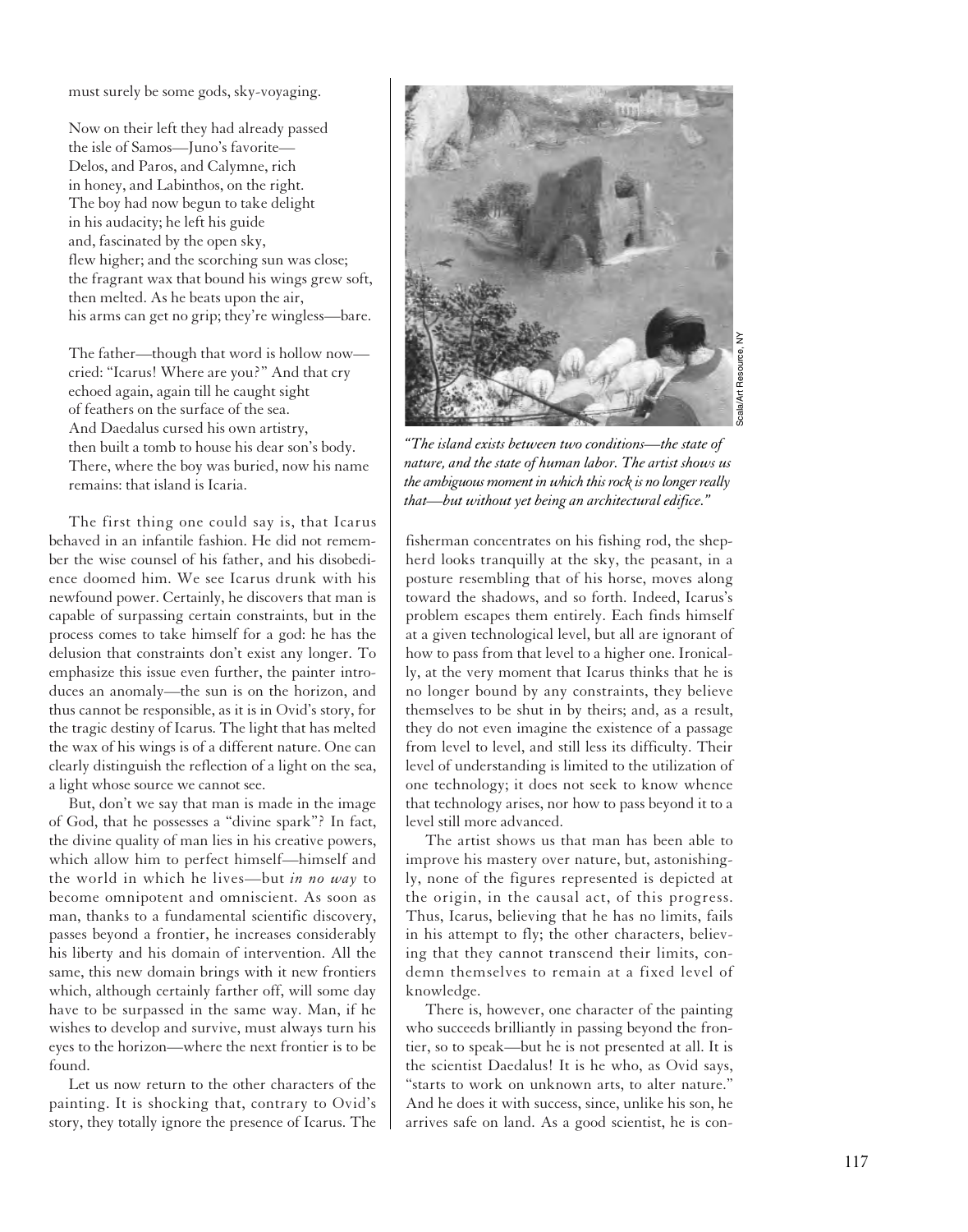must surely be some gods, sky-voyaging.

Now on their left they had already passed
the isle of Samos—Juno's favorite—
Delos, and Paros, and Calymne, rich
in honey, and Labinthos, on the right.
The boy had now begun to take delight
in his audacity; he left his guide
and, fascinated by the open sky,
flew higher; and the scorching sun was close;
the fragrant wax that bound his wings grew soft,
then melted. As he beats upon the air,
his arms can get no grip; they're wingless—bare.

The father—though that word is hollow now—
cried: "Icarus! Where are you?" And that cry
echoed again, again till he caught sight
of feathers on the surface of the sea.
And Daedalus cursed his own artistry,
then built a tomb to house his dear son's body.
There, where the boy was buried, now his name
remains: that island is Icaria.

The first thing one could say is, that Icarus behaved in an infantile fashion. He did not remember the wise counsel of his father, and his disobedience doomed him. We see Icarus drunk with his newfound power. Certainly, he discovers that man is capable of surpassing certain constraints, but in the process comes to take himself for a god: he has the delusion that constraints don't exist any longer. To emphasize this issue even further, the painter introduces an anomaly—the sun is on the horizon, and thus cannot be responsible, as it is in Ovid's story, for the tragic destiny of Icarus. The light that has melted the wax of his wings is of a different nature. One can clearly distinguish the reflection of a light on the sea, a light whose source we cannot see.

But, don't we say that man is made in the image of God, that he possesses a "divine spark"? In fact, the divine quality of man lies in his creative powers, which allow him to perfect himself—himself and the world in which he lives—but *in no way* to become omnipotent and omniscient. As soon as man, thanks to a fundamental scientific discovery, passes beyond a frontier, he increases considerably his liberty and his domain of intervention. All the same, this new domain brings with it new frontiers which, although certainly farther off, will some day have to be surpassed in the same way. Man, if he wishes to develop and survive, must always turn his eyes to the horizon—where the next frontier is to be found.

Let us now return to the other characters of the painting. It is shocking that, contrary to Ovid's story, they totally ignore the presence of Icarus. The fisherman concentrates on his fishing rod, the shepherd looks tranquilly at the sky, the peasant, in a posture resembling that of his horse, moves along toward the shadows, and so forth. Indeed, Icarus's problem escapes them entirely. Each finds himself at a given technological level, but all are ignorant of how to pass from that level to a higher one. Ironically, at the very moment that Icarus thinks that he is no longer bound by any constraints, they believe themselves to be shut in by theirs; and, as a result, they do not even imagine the existence of a passage from level to level, and still less its difficulty. Their level of understanding is limited to the utilization of one technology; it does not seek to know whence that technology arises, nor how to pass beyond it to a level still more advanced.

Scala/Art Resource, NY

*"The island exists between two conditions—the state of nature, and the state of human labor. The artist shows us the ambiguous moment in which this rock is no longer really that—but without yet being an architectural edifice."*

The artist shows us that man has been able to improve his mastery over nature, but, astonishingly, none of the figures represented is depicted at the origin, in the causal act, of this progress. Thus, Icarus, believing that he has no limits, fails in his attempt to fly; the other characters, believing that they cannot transcend their limits, condemn themselves to remain at a fixed level of knowledge.

There is, however, one character of the painting who succeeds brilliantly in passing beyond the frontier, so to speak—but he is not presented at all. It is the scientist Daedalus! It is he who, as Ovid says, "starts to work on unknown arts, to alter nature." And he does it with success, since, unlike his son, he arrives safe on land. As a good scientist, he is con-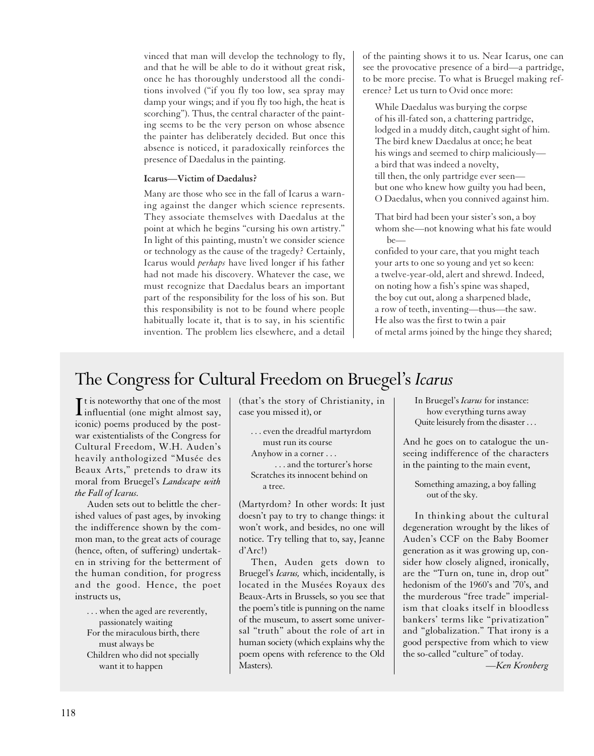vinced that man will develop the technology to fly, and that he will be able to do it without great risk, once he has thoroughly understood all the conditions involved ("if you fly too low, sea spray may damp your wings; and if you fly too high, the heat is scorching"). Thus, the central character of the painting seems to be the very person on whose absence the painter has deliberately decided. But once this absence is noticed, it paradoxically reinforces the presence of Daedalus in the painting.

### Icarus—Victim of Daedalus?

Many are those who see in the fall of Icarus a warning against the danger which science represents. They associate themselves with Daedalus at the point at which he begins "cursing his own artistry." In light of this painting, mustn't we consider science or technology as the cause of the tragedy? Certainly, Icarus would *perhaps* have lived longer if his father had not made his discovery. Whatever the case, we must recognize that Daedalus bears an important part of the responsibility for the loss of his son. But this responsibility is not to be found where people habitually locate it, that is to say, in his scientific invention. The problem lies elsewhere, and a detail of the painting shows it to us. Near Icarus, one can see the provocative presence of a bird—a partridge, to be more precise. To what is Bruegel making reference? Let us turn to Ovid once more:

> While Daedalus was burying the corpse
> of his ill-fated son, a chattering partridge,
> lodged in a muddy ditch, caught sight of him.
> The bird knew Daedalus at once; he beat
> his wings and seemed to chirp maliciously—
> a bird that was indeed a novelty,
> till then, the only partridge ever seen—
> but one who knew how guilty you had been,
> O Daedalus, when you connived against him.
>
> That bird had been your sister's son, a boy
> whom she—not knowing what his fate would be—
> confided to your care, that you might teach
> your arts to one so young and yet so keen:
> a twelve-year-old, alert and shrewd. Indeed,
> on noting how a fish's spine was shaped,
> the boy cut out, along a sharpened blade,
> a row of teeth, inventing—thus—the saw.
> He also was the first to twin a pair
> of metal arms joined by the hinge they shared;

## The Congress for Cultural Freedom on Bruegel's *Icarus*

It is noteworthy that one of the most influential (one might almost say, iconic) poems produced by the post-war existentialists of the Congress for Cultural Freedom, W.H. Auden's heavily anthologized "Musée des Beaux Arts," pretends to draw its moral from Bruegel's *Landscape with the Fall of Icarus*.

Auden sets out to belittle the cherished values of past ages, by invoking the indifference shown by the common man, to the great acts of courage (hence, often, of suffering) undertaken in striving for the betterment of the human condition, for progress and the good. Hence, the poet instructs us,

> . . . when the aged are reverently, passionately waiting
> For the miraculous birth, there must always be
> Children who did not specially want it to happen

(that's the story of Christianity, in case you missed it), or

> . . . even the dreadful martyrdom must run its course
> Anyhow in a corner . . .
> . . . and the torturer's horse
> Scratches its innocent behind on a tree.

(Martyrdom? In other words: It just doesn't pay to try to change things: it won't work, and besides, no one will notice. Try telling that to, say, Jeanne d'Arc!)

Then, Auden gets down to Bruegel's *Icarus,* which, incidentally, is located in the Musées Royaux des Beaux-Arts in Brussels, so you see that the poem's title is punning on the name of the museum, to assert some universal "truth" about the role of art in human society (which explains why the poem opens with reference to the Old Masters).

> In Bruegel's *Icarus* for instance:
> how everything turns away
> Quite leisurely from the disaster . . .

And he goes on to catalogue the unseeing indifference of the characters in the painting to the main event,

> Something amazing, a boy falling out of the sky.

In thinking about the cultural degeneration wrought by the likes of Auden's CCF on the Baby Boomer generation as it was growing up, consider how closely aligned, ironically, are the "Turn on, tune in, drop out" hedonism of the 1960's and '70's, and the murderous "free trade" imperialism that cloaks itself in bloodless bankers' terms like "privatization" and "globalization." That irony is a good perspective from which to view the so-called "culture" of today.

—*Ken Kronberg*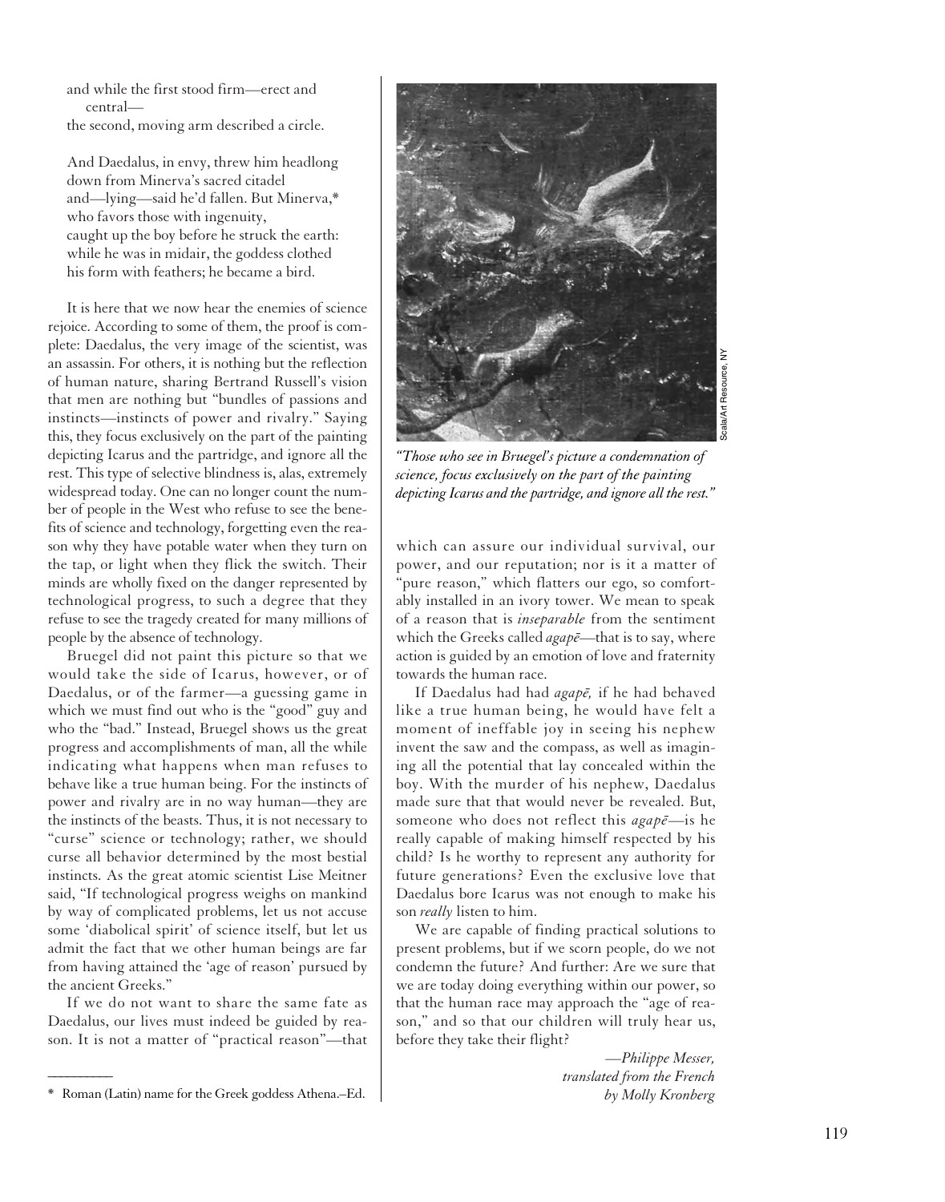and while the first stood firm—erect and central—  
the second, moving arm described a circle.

And Daedalus, in envy, threw him headlong  
down from Minerva's sacred citadel  
and—lying—said he'd fallen. But Minerva,*  
who favors those with ingenuity,  
caught up the boy before he struck the earth:  
while he was in midair, the goddess clothed  
his form with feathers; he became a bird.

It is here that we now hear the enemies of science rejoice. According to some of them, the proof is complete: Daedalus, the very image of the scientist, was an assassin. For others, it is nothing but the reflection of human nature, sharing Bertrand Russell's vision that men are nothing but "bundles of passions and instincts—instincts of power and rivalry." Saying this, they focus exclusively on the part of the painting depicting Icarus and the partridge, and ignore all the rest. This type of selective blindness is, alas, extremely widespread today. One can no longer count the number of people in the West who refuse to see the benefits of science and technology, forgetting even the reason why they have potable water when they turn on the tap, or light when they flick the switch. Their minds are wholly fixed on the danger represented by technological progress, to such a degree that they refuse to see the tragedy created for many millions of people by the absence of technology.

Bruegel did not paint this picture so that we would take the side of Icarus, however, or of Daedalus, or of the farmer—a guessing game in which we must find out who is the "good" guy and who the "bad." Instead, Bruegel shows us the great progress and accomplishments of man, all the while indicating what happens when man refuses to behave like a true human being. For the instincts of power and rivalry are in no way human—they are the instincts of the beasts. Thus, it is not necessary to "curse" science or technology; rather, we should curse all behavior determined by the most bestial instincts. As the great atomic scientist Lise Meitner said, "If technological progress weighs on mankind by way of complicated problems, let us not accuse some 'diabolical spirit' of science itself, but let us admit the fact that we other human beings are far from having attained the 'age of reason' pursued by the ancient Greeks."

If we do not want to share the same fate as Daedalus, our lives must indeed be guided by reason. It is not a matter of "practical reason"—that which can assure our individual survival, our power, and our reputation; nor is it a matter of "pure reason," which flatters our ego, so comfortably installed in an ivory tower. We mean to speak of a reason that is *inseparable* from the sentiment which the Greeks called *agapē*—that is to say, where action is guided by an emotion of love and fraternity towards the human race.

If Daedalus had had *agapē,* if he had behaved like a true human being, he would have felt a moment of ineffable joy in seeing his nephew invent the saw and the compass, as well as imagining all the potential that lay concealed within the boy. With the murder of his nephew, Daedalus made sure that that would never be revealed. But, someone who does not reflect this *agapē*—is he really capable of making himself respected by his child? Is he worthy to represent any authority for future generations? Even the exclusive love that Daedalus bore Icarus was not enough to make his son *really* listen to him.

We are capable of finding practical solutions to present problems, but if we scorn people, do we not condemn the future? And further: Are we sure that we are today doing everything within our power, so that the human race may approach the "age of reason," and so that our children will truly hear us, before they take their flight?

*—Philippe Messer,*  
*translated from the French*  
*by Molly Kronberg*

Scala/Art Resource, NY

*"Those who see in Bruegel's picture a condemnation of science, focus exclusively on the part of the painting depicting Icarus and the partridge, and ignore all the rest."*

---

\* Roman (Latin) name for the Greek goddess Athena.–Ed.